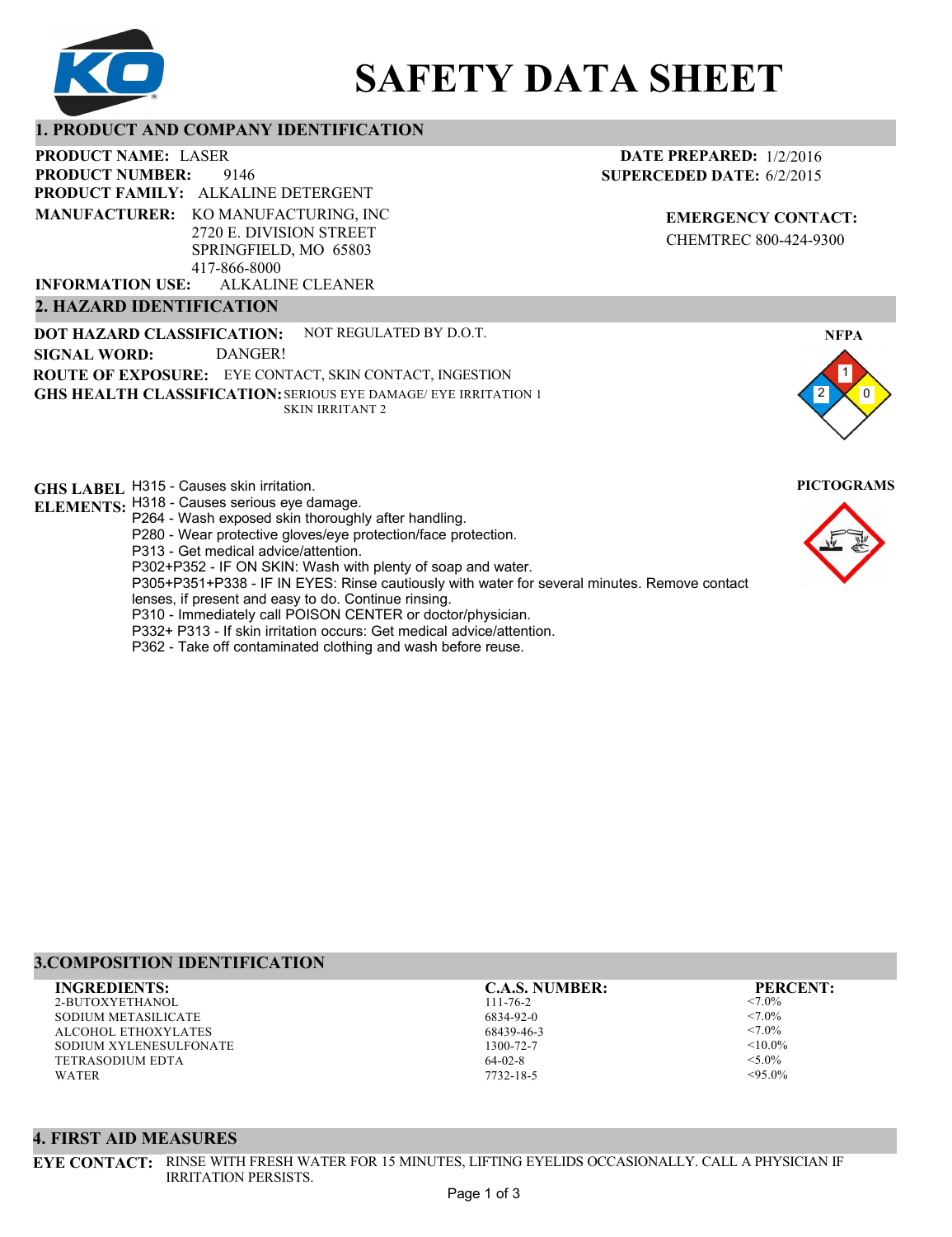# SAFETY DATA SHEET

## 1. PRODUCT AND COMPANY IDENTIFICATION

**PRODUCT NAME:** LASER

**PRODUCT NUMBER:** 9146

**PRODUCT FAMILY:** ALKALINE DETERGENT

**MANUFACTURER:** KO MANUFACTURING, INC
2720 E. DIVISION STREET
SPRINGFIELD, MO 65803
417-866-8000

**INFORMATION USE:** ALKALINE CLEANER

**DATE PREPARED:** 1/2/2016

**SUPERCEDED DATE:** 6/2/2015

**EMERGENCY CONTACT:**
CHEMTREC 800-424-9300

## 2. HAZARD IDENTIFICATION

**DOT HAZARD CLASSIFICATION:** NOT REGULATED BY D.O.T.

**SIGNAL WORD:** DANGER!

**ROUTE OF EXPOSURE:** EYE CONTACT, SKIN CONTACT, INGESTION

**GHS HEALTH CLASSIFICATION:** SERIOUS EYE DAMAGE/ EYE IRRITATION 1
SKIN IRRITANT 2

**NFPA**

Health: 2, Flammability: 1, Instability: 0

**GHS LABEL ELEMENTS:**

H315 - Causes skin irritation.
H318 - Causes serious eye damage.
P264 - Wash exposed skin thoroughly after handling.
P280 - Wear protective gloves/eye protection/face protection.
P313 - Get medical advice/attention.
P302+P352 - IF ON SKIN: Wash with plenty of soap and water.
P305+P351+P338 - IF IN EYES: Rinse cautiously with water for several minutes. Remove contact lenses, if present and easy to do. Continue rinsing.
P310 - Immediately call POISON CENTER or doctor/physician.
P332+ P313 - If skin irritation occurs: Get medical advice/attention.
P362 - Take off contaminated clothing and wash before reuse.

**PICTOGRAMS**

## 3.COMPOSITION IDENTIFICATION

| INGREDIENTS: | C.A.S. NUMBER: | PERCENT: |
|---|---|---|
| 2-BUTOXYETHANOL | 111-76-2 | <7.0% |
| SODIUM METASILICATE | 6834-92-0 | <7.0% |
| ALCOHOL ETHOXYLATES | 68439-46-3 | <7.0% |
| SODIUM XYLENESULFONATE | 1300-72-7 | <10.0% |
| TETRASODIUM EDTA | 64-02-8 | <5.0% |
| WATER | 7732-18-5 | <95.0% |

## 4. FIRST AID MEASURES

**EYE CONTACT:** RINSE WITH FRESH WATER FOR 15 MINUTES, LIFTING EYELIDS OCCASIONALLY. CALL A PHYSICIAN IF IRRITATION PERSISTS.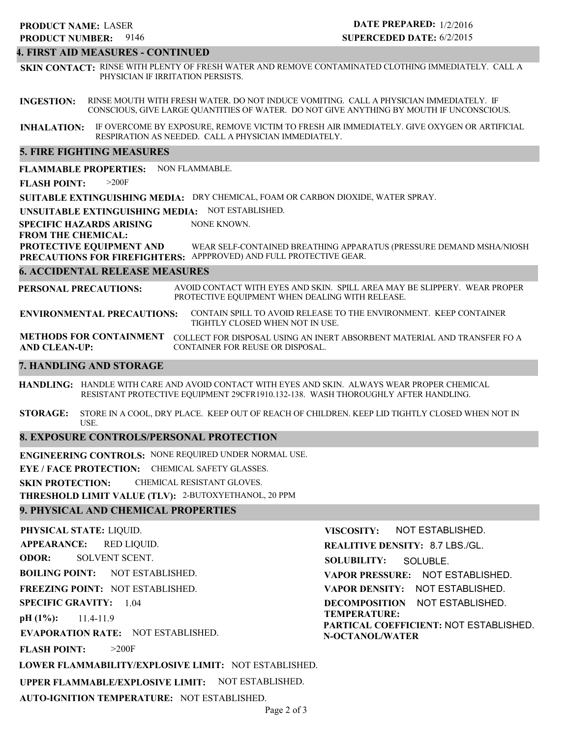**PRODUCT NAME:** LASER
**PRODUCT NUMBER:** 9146

**DATE PREPARED:** 1/2/2016
**SUPERCEDED DATE:** 6/2/2015

## 4. FIRST AID MEASURES - CONTINUED

**SKIN CONTACT:** RINSE WITH PLENTY OF FRESH WATER AND REMOVE CONTAMINATED CLOTHING IMMEDIATELY. CALL A PHYSICIAN IF IRRITATION PERSISTS.

**INGESTION:** RINSE MOUTH WITH FRESH WATER. DO NOT INDUCE VOMITING. CALL A PHYSICIAN IMMEDIATELY. IF CONSCIOUS, GIVE LARGE QUANTITIES OF WATER. DO NOT GIVE ANYTHING BY MOUTH IF UNCONSCIOUS.

**INHALATION:** IF OVERCOME BY EXPOSURE, REMOVE VICTIM TO FRESH AIR IMMEDIATELY. GIVE OXYGEN OR ARTIFICIAL RESPIRATION AS NEEDED. CALL A PHYSICIAN IMMEDIATELY.

## 5. FIRE FIGHTING MEASURES

**FLAMMABLE PROPERTIES:** NON FLAMMABLE.

**FLASH POINT:** >200F

**SUITABLE EXTINGUISHING MEDIA:** DRY CHEMICAL, FOAM OR CARBON DIOXIDE, WATER SPRAY.

**UNSUITABLE EXTINGUISHING MEDIA:** NOT ESTABLISHED.

**SPECIFIC HAZARDS ARISING FROM THE CHEMICAL:** NONE KNOWN.

**PROTECTIVE EQUIPMENT AND PRECAUTIONS FOR FIREFIGHTERS:** WEAR SELF-CONTAINED BREATHING APPARATUS (PRESSURE DEMAND MSHA/NIOSH APPPROVED) AND FULL PROTECTIVE GEAR.

## 6. ACCIDENTAL RELEASE MEASURES

**PERSONAL PRECAUTIONS:** AVOID CONTACT WITH EYES AND SKIN. SPILL AREA MAY BE SLIPPERY. WEAR PROPER PROTECTIVE EQUIPMENT WHEN DEALING WITH RELEASE.

**ENVIRONMENTAL PRECAUTIONS:** CONTAIN SPILL TO AVOID RELEASE TO THE ENVIRONMENT. KEEP CONTAINER TIGHTLY CLOSED WHEN NOT IN USE.

**METHODS FOR CONTAINMENT AND CLEAN-UP:** COLLECT FOR DISPOSAL USING AN INERT ABSORBENT MATERIAL AND TRANSFER FO A CONTAINER FOR REUSE OR DISPOSAL.

## 7. HANDLING AND STORAGE

**HANDLING:** HANDLE WITH CARE AND AVOID CONTACT WITH EYES AND SKIN. ALWAYS WEAR PROPER CHEMICAL RESISTANT PROTECTIVE EQUIPMENT 29CFR1910.132-138. WASH THOROUGHLY AFTER HANDLING.

**STORAGE:** STORE IN A COOL, DRY PLACE. KEEP OUT OF REACH OF CHILDREN. KEEP LID TIGHTLY CLOSED WHEN NOT IN USE.

## 8. EXPOSURE CONTROLS/PERSONAL PROTECTION

**ENGINEERING CONTROLS:** NONE REQUIRED UNDER NORMAL USE.

**EYE / FACE PROTECTION:** CHEMICAL SAFETY GLASSES.

**SKIN PROTECTION:** CHEMICAL RESISTANT GLOVES.

**THRESHOLD LIMIT VALUE (TLV):** 2-BUTOXYETHANOL, 20 PPM

## 9. PHYSICAL AND CHEMICAL PROPERTIES

**PHYSICAL STATE:** LIQUID.

**APPEARANCE:** RED LIQUID.

**ODOR:** SOLVENT SCENT.

**BOILING POINT:** NOT ESTABLISHED.

**FREEZING POINT:** NOT ESTABLISHED.

**SPECIFIC GRAVITY:** 1.04

**pH (1%):** 11.4-11.9

**EVAPORATION RATE:** NOT ESTABLISHED.

**FLASH POINT:** >200F

**LOWER FLAMMABILITY/EXPLOSIVE LIMIT:** NOT ESTABLISHED.

**UPPER FLAMMABLE/EXPLOSIVE LIMIT:** NOT ESTABLISHED.

**AUTO-IGNITION TEMPERATURE:** NOT ESTABLISHED.

**VISCOSITY:** NOT ESTABLISHED.

**REALITIVE DENSITY:** 8.7 LBS./GL.

**SOLUBILITY:** SOLUBLE.

**VAPOR PRESSURE:** NOT ESTABLISHED.

**VAPOR DENSITY:** NOT ESTABLISHED.

**DECOMPOSITION TEMPERATURE:** NOT ESTABLISHED.

**PARTICAL COEFFICIENT: N-OCTANOL/WATER** NOT ESTABLISHED.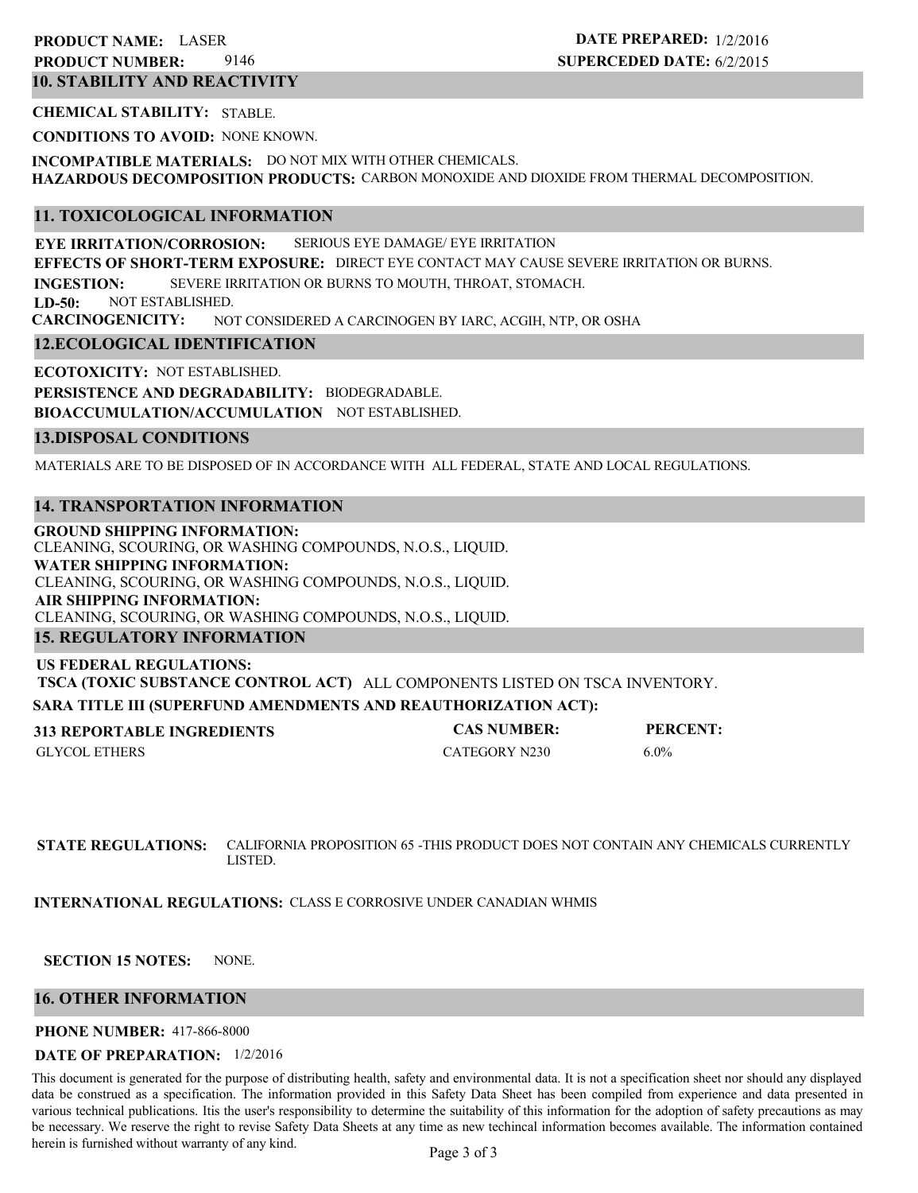**PRODUCT NAME:** LASER
**PRODUCT NUMBER:** 9146

**DATE PREPARED:** 1/2/2016
**SUPERCEDED DATE:** 6/2/2015

## 10. STABILITY AND REACTIVITY

**CHEMICAL STABILITY:** STABLE.

**CONDITIONS TO AVOID:** NONE KNOWN.

**INCOMPATIBLE MATERIALS:** DO NOT MIX WITH OTHER CHEMICALS.

**HAZARDOUS DECOMPOSITION PRODUCTS:** CARBON MONOXIDE AND DIOXIDE FROM THERMAL DECOMPOSITION.

## 11. TOXICOLOGICAL INFORMATION

**EYE IRRITATION/CORROSION:** SERIOUS EYE DAMAGE/ EYE IRRITATION

**EFFECTS OF SHORT-TERM EXPOSURE:** DIRECT EYE CONTACT MAY CAUSE SEVERE IRRITATION OR BURNS.

**INGESTION:** SEVERE IRRITATION OR BURNS TO MOUTH, THROAT, STOMACH.

**LD-50:** NOT ESTABLISHED.

**CARCINOGENICITY:** NOT CONSIDERED A CARCINOGEN BY IARC, ACGIH, NTP, OR OSHA

## 12.ECOLOGICAL IDENTIFICATION

**ECOTOXICITY:** NOT ESTABLISHED.

**PERSISTENCE AND DEGRADABILITY:** BIODEGRADABLE.

**BIOACCUMULATION/ACCUMULATION** NOT ESTABLISHED.

## 13.DISPOSAL CONDITIONS

MATERIALS ARE TO BE DISPOSED OF IN ACCORDANCE WITH ALL FEDERAL, STATE AND LOCAL REGULATIONS.

## 14. TRANSPORTATION INFORMATION

**GROUND SHIPPING INFORMATION:**
CLEANING, SCOURING, OR WASHING COMPOUNDS, N.O.S., LIQUID.

**WATER SHIPPING INFORMATION:**
CLEANING, SCOURING, OR WASHING COMPOUNDS, N.O.S., LIQUID.

**AIR SHIPPING INFORMATION:**
CLEANING, SCOURING, OR WASHING COMPOUNDS, N.O.S., LIQUID.

## 15. REGULATORY INFORMATION

**US FEDERAL REGULATIONS:**

**TSCA (TOXIC SUBSTANCE CONTROL ACT)** ALL COMPONENTS LISTED ON TSCA INVENTORY.

**SARA TITLE III (SUPERFUND AMENDMENTS AND REAUTHORIZATION ACT):**

| 313 REPORTABLE INGREDIENTS | CAS NUMBER: | PERCENT: |
|---|---|---|
| GLYCOL ETHERS | CATEGORY N230 | 6.0% |

**STATE REGULATIONS:** CALIFORNIA PROPOSITION 65 -THIS PRODUCT DOES NOT CONTAIN ANY CHEMICALS CURRENTLY LISTED.

**INTERNATIONAL REGULATIONS:** CLASS E CORROSIVE UNDER CANADIAN WHMIS

**SECTION 15 NOTES:** NONE.

## 16. OTHER INFORMATION

**PHONE NUMBER:** 417-866-8000

**DATE OF PREPARATION:** 1/2/2016

This document is generated for the purpose of distributing health, safety and environmental data. It is not a specification sheet nor should any displayed data be construed as a specification. The information provided in this Safety Data Sheet has been compiled from experience and data presented in various technical publications. Itis the user's responsibility to determine the suitability of this information for the adoption of safety precautions as may be necessary. We reserve the right to revise Safety Data Sheets at any time as new techincal information becomes available. The information contained herein is furnished without warranty of any kind.